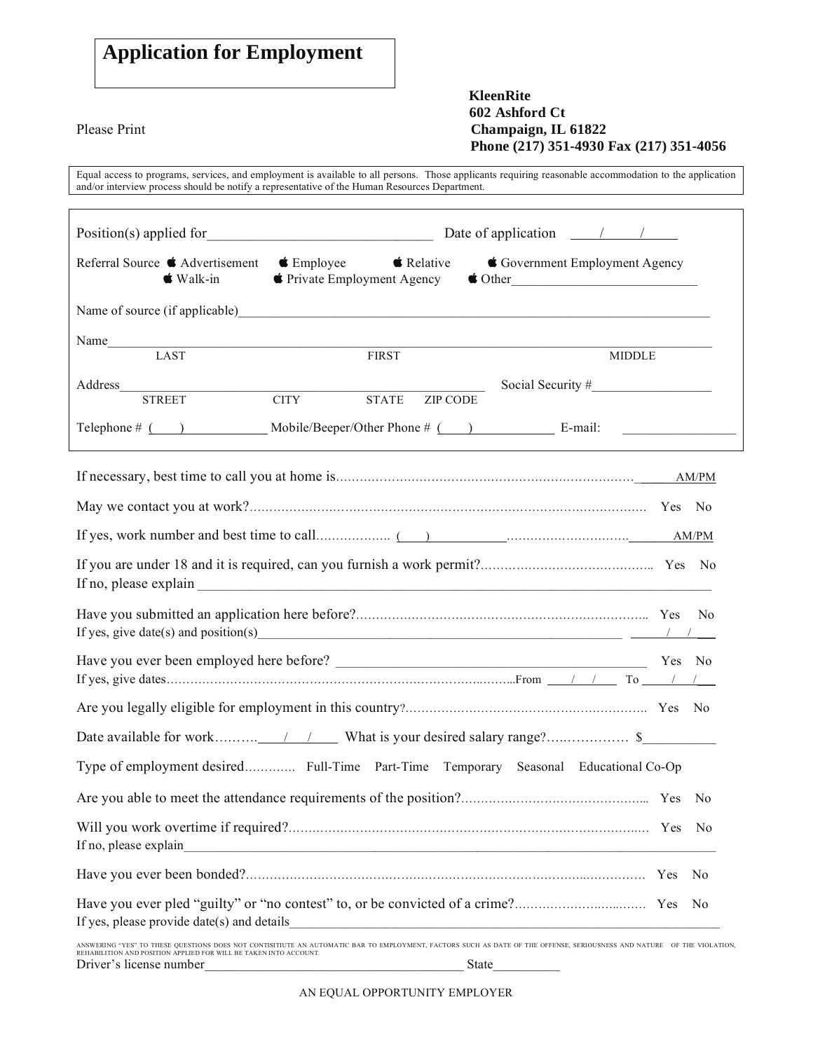# Application for Employment

**KleenRite**
**602 Ashford Ct**
**Champaign, IL 61822**
**Phone (217) 351-4930 Fax (217) 351-4056**

Please Print

Equal access to programs, services, and employment is available to all persons. Those applicants requiring reasonable accommodation to the application and/or interview process should be notify a representative of the Human Resources Department.

Position(s) applied for_______________________________ Date of application ____/____/____

Referral Source ◯ Advertisement ◯ Employee ◯ Relative ◯ Government Employment Agency
◯ Walk-in ◯ Private Employment Agency ◯ Other___________________________

Name of source (if applicable)___________________________________________________________________________

Name_____________________________________________________________________________________________
LAST FIRST MIDDLE

Address_____________________________________________________ Social Security #__________________
STREET CITY STATE ZIP CODE

Telephone # (____)____________ Mobile/Beeper/Other Phone # (____)____________ E-mail: _________________

If necessary, best time to call you at home is.......................................................................______AM/PM

May we contact you at work?..................................................................................................... Yes No

If yes, work number and best time to call.................. (____)___________..............................._______AM/PM

If you are under 18 and it is required, can you furnish a work permit?........................................... Yes No
If no, please explain ________________________________________________________________________

Have you submitted an application here before?..................................................................... Yes No
If yes, give date(s) and position(s)___________________________________________________________ ____/____/____

Have you ever been employed here before? ____________________________________________ Yes No
If yes, give dates.......................................................................................From ____/____/____ To ____/____/____

Are you legally eligible for employment in this country?............................................................. Yes No

Date available for work..........____/____/____ What is your desired salary range?................... $__________

Type of employment desired............ Full-Time Part-Time Temporary Seasonal Educational Co-Op

Are you able to meet the attendance requirements of the position?............................................. Yes No

Will you work overtime if required?............................................................................................. Yes No
If no, please explain_________________________________________________________________________________

Have you ever been bonded?...................................................................................................... Yes No

Have you ever pled "guilty" or "no contest" to, or be convicted of a crime?................................. Yes No
If yes, please provide date(s) and details__________________________________________________________________

ANSWERING "YES" TO THESE QUESTIONS DOES NOT CONTISITIUTE AN AUTOMATIC BAR TO EMPLOYMENT, FACTORS SUCH AS DATE OF THE OFFENSE, SERIOUSNESS AND NATURE OF THE VIOLATION, REHABILITATION AND POSITION APPLIED FOR WILL BE TAKEN INTO ACCOUNT.

Driver's license number______________________________________ State__________

AN EQUAL OPPORTUNITY EMPLOYER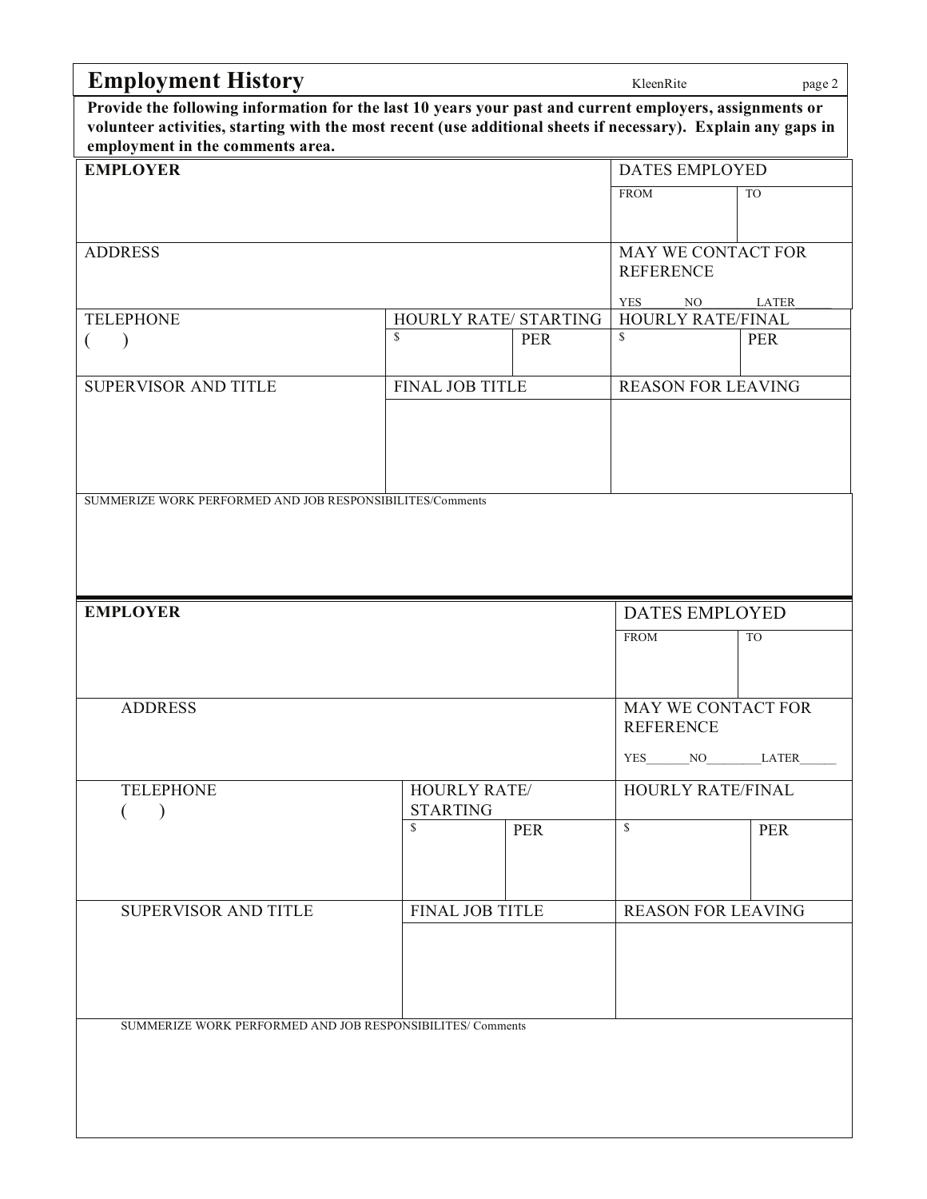## Employment History

**Provide the following information for the last 10 years your past and current employers, assignments or volunteer activities, starting with the most recent (use additional sheets if necessary). Explain any gaps in employment in the comments area.**

| **EMPLOYER** | | | DATES EMPLOYED | |
|---|---|---|---|---|
| | | | FROM | TO |
| ADDRESS | | | MAY WE CONTACT FOR REFERENCE<br>YES_____ NO_______ LATER_____ | |
| TELEPHONE<br>( ) | HOURLY RATE/ STARTING | | HOURLY RATE/FINAL | |
| | $ | PER | $ | PER |
| SUPERVISOR AND TITLE | FINAL JOB TITLE | | REASON FOR LEAVING | |
| | | | | |
| SUMMERIZE WORK PERFORMED AND JOB RESPONSIBILITES/Comments | | | | |
| | | | | |

| **EMPLOYER** | | | DATES EMPLOYED | |
|---|---|---|---|---|
| | | | FROM | TO |
| ADDRESS | | | MAY WE CONTACT FOR REFERENCE<br>YES_______NO_________LATER______ | |
| TELEPHONE<br>( ) | HOURLY RATE/ STARTING | | HOURLY RATE/FINAL | |
| | $ | PER | $ | PER |
| SUPERVISOR AND TITLE | FINAL JOB TITLE | | REASON FOR LEAVING | |
| | | | | |
| SUMMERIZE WORK PERFORMED AND JOB RESPONSIBILITES/ Comments | | | | |
| | | | | |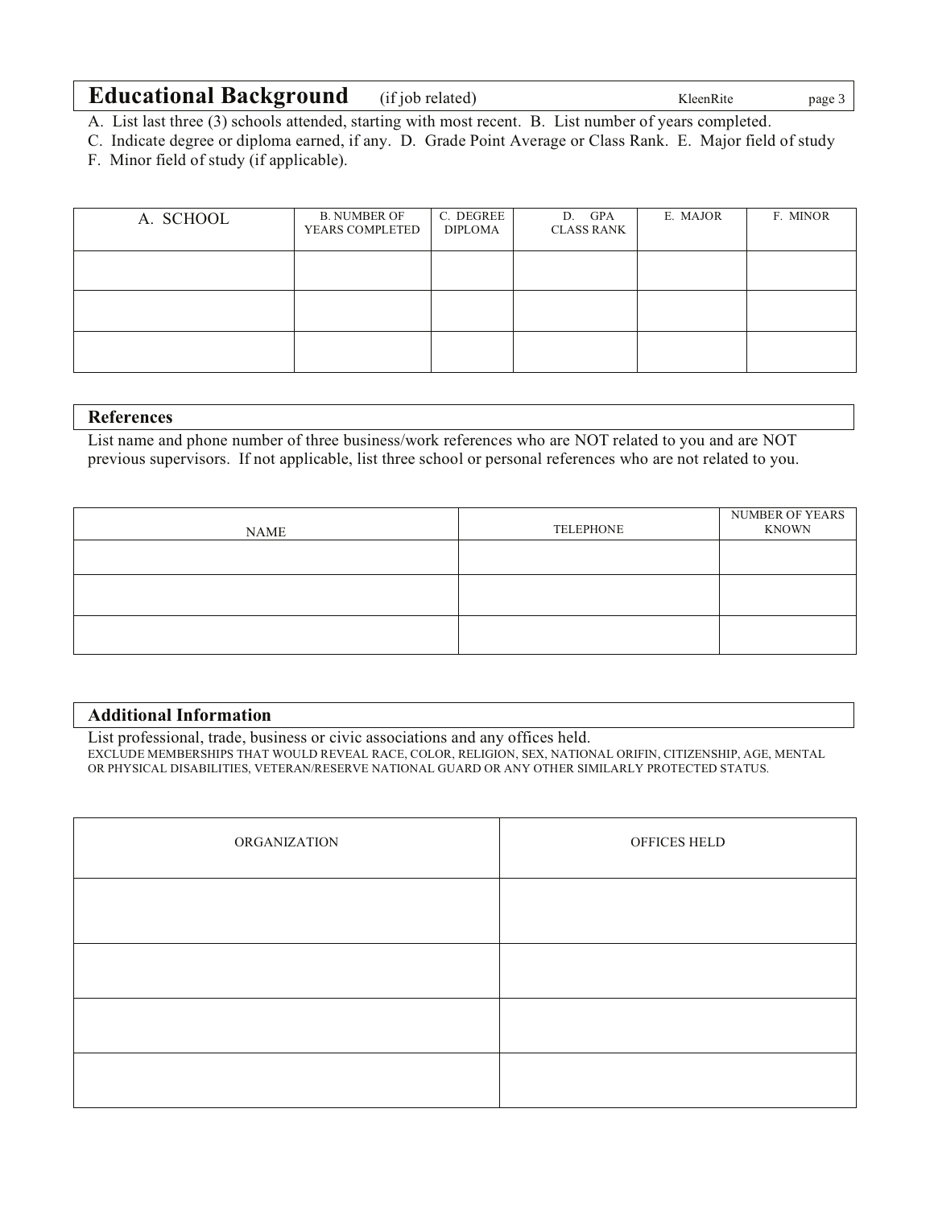## Educational Background (if job related)

A. List last three (3) schools attended, starting with most recent. B. List number of years completed.
C. Indicate degree or diploma earned, if any. D. Grade Point Average or Class Rank. E. Major field of study
F. Minor field of study (if applicable).

| A. SCHOOL | B. NUMBER OF YEARS COMPLETED | C. DEGREE DIPLOMA | D. GPA CLASS RANK | E. MAJOR | F. MINOR |
|---|---|---|---|---|---|
| | | | | | |
| | | | | | |
| | | | | | |

## References

List name and phone number of three business/work references who are NOT related to you and are NOT previous supervisors. If not applicable, list three school or personal references who are not related to you.

| NAME | TELEPHONE | NUMBER OF YEARS KNOWN |
|---|---|---|
| | | |
| | | |
| | | |

## Additional Information

List professional, trade, business or civic associations and any offices held.
EXCLUDE MEMBERSHIPS THAT WOULD REVEAL RACE, COLOR, RELIGION, SEX, NATIONAL ORIFIN, CITIZENSHIP, AGE, MENTAL OR PHYSICAL DISABILITIES, VETERAN/RESERVE NATIONAL GUARD OR ANY OTHER SIMILARLY PROTECTED STATUS.

| ORGANIZATION | OFFICES HELD |
|---|---|
| | |
| | |
| | |
| | |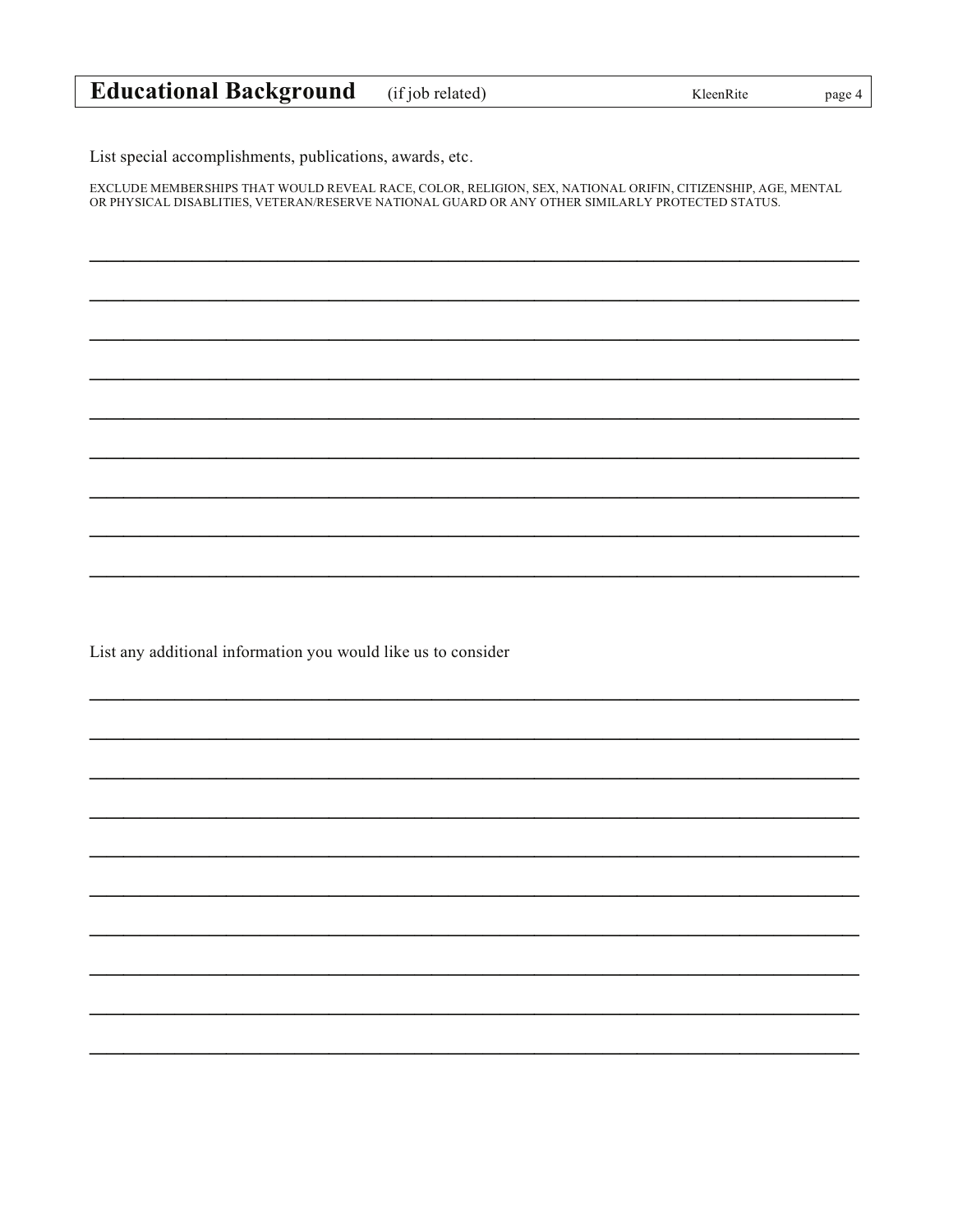# Educational Background (if job related)

List special accomplishments, publications, awards, etc.

EXCLUDE MEMBERSHIPS THAT WOULD REVEAL RACE, COLOR, RELIGION, SEX, NATIONAL ORIFIN, CITIZENSHIP, AGE, MENTAL OR PHYSICAL DISABLITIES, VETERAN/RESERVE NATIONAL GUARD OR ANY OTHER SIMILARLY PROTECTED STATUS.

______________________________________________________________________

______________________________________________________________________

______________________________________________________________________

______________________________________________________________________

______________________________________________________________________

______________________________________________________________________

______________________________________________________________________

______________________________________________________________________

______________________________________________________________________

List any additional information you would like us to consider

______________________________________________________________________

______________________________________________________________________

______________________________________________________________________

______________________________________________________________________

______________________________________________________________________

______________________________________________________________________

______________________________________________________________________

______________________________________________________________________

______________________________________________________________________

______________________________________________________________________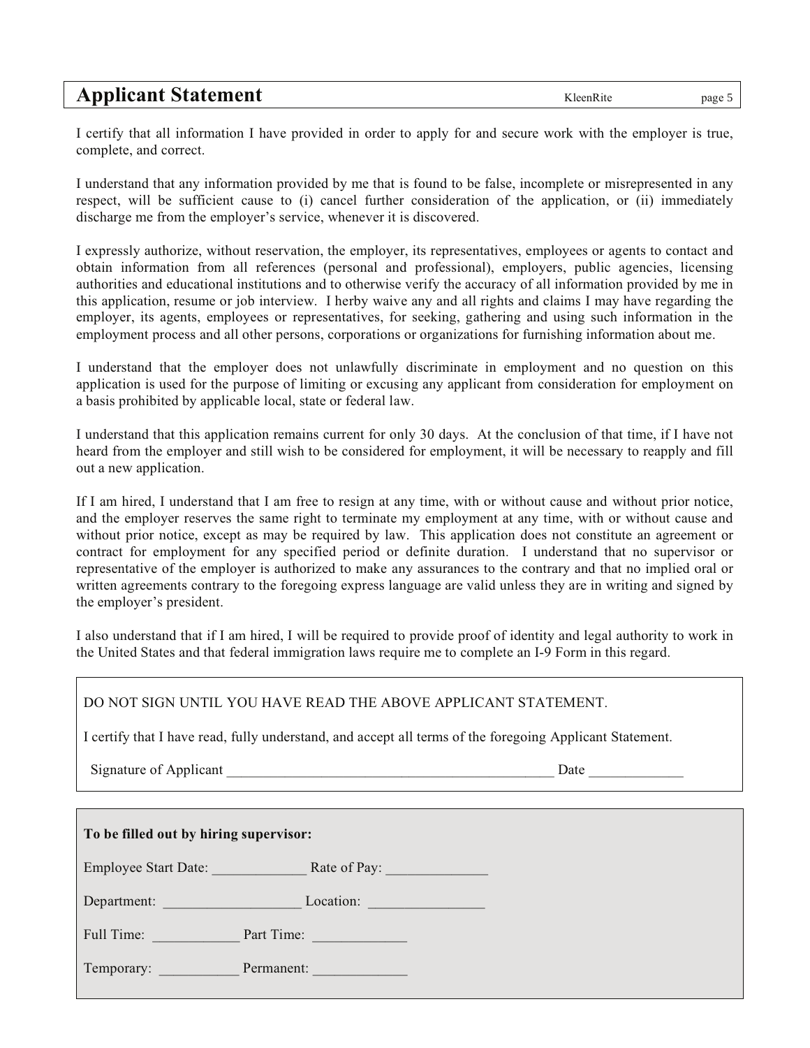# Applicant Statement

I certify that all information I have provided in order to apply for and secure work with the employer is true, complete, and correct.

I understand that any information provided by me that is found to be false, incomplete or misrepresented in any respect, will be sufficient cause to (i) cancel further consideration of the application, or (ii) immediately discharge me from the employer's service, whenever it is discovered.

I expressly authorize, without reservation, the employer, its representatives, employees or agents to contact and obtain information from all references (personal and professional), employers, public agencies, licensing authorities and educational institutions and to otherwise verify the accuracy of all information provided by me in this application, resume or job interview. I herby waive any and all rights and claims I may have regarding the employer, its agents, employees or representatives, for seeking, gathering and using such information in the employment process and all other persons, corporations or organizations for furnishing information about me.

I understand that the employer does not unlawfully discriminate in employment and no question on this application is used for the purpose of limiting or excusing any applicant from consideration for employment on a basis prohibited by applicable local, state or federal law.

I understand that this application remains current for only 30 days. At the conclusion of that time, if I have not heard from the employer and still wish to be considered for employment, it will be necessary to reapply and fill out a new application.

If I am hired, I understand that I am free to resign at any time, with or without cause and without prior notice, and the employer reserves the same right to terminate my employment at any time, with or without cause and without prior notice, except as may be required by law. This application does not constitute an agreement or contract for employment for any specified period or definite duration. I understand that no supervisor or representative of the employer is authorized to make any assurances to the contrary and that no implied oral or written agreements contrary to the foregoing express language are valid unless they are in writing and signed by the employer's president.

I also understand that if I am hired, I will be required to provide proof of identity and legal authority to work in the United States and that federal immigration laws require me to complete an I-9 Form in this regard.

DO NOT SIGN UNTIL YOU HAVE READ THE ABOVE APPLICANT STATEMENT.

I certify that I have read, fully understand, and accept all terms of the foregoing Applicant Statement.

Signature of Applicant _______________________________________________ Date _____________

**To be filled out by hiring supervisor:**

Employee Start Date: _____________ Rate of Pay: ______________

Department: __________________ Location: ________________

Full Time: ____________ Part Time: _____________

Temporary: ___________ Permanent: _____________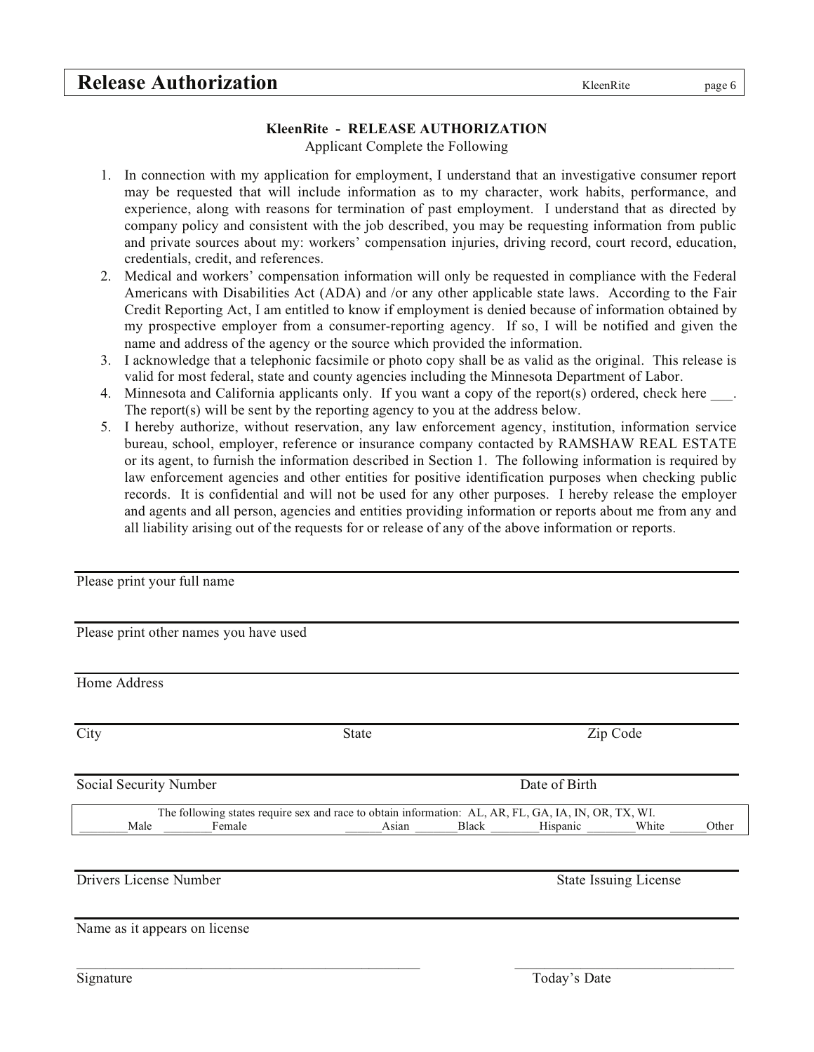# Release Authorization

**KleenRite - RELEASE AUTHORIZATION**

Applicant Complete the Following

1. In connection with my application for employment, I understand that an investigative consumer report may be requested that will include information as to my character, work habits, performance, and experience, along with reasons for termination of past employment. I understand that as directed by company policy and consistent with the job described, you may be requesting information from public and private sources about my: workers' compensation injuries, driving record, court record, education, credentials, credit, and references.
2. Medical and workers' compensation information will only be requested in compliance with the Federal Americans with Disabilities Act (ADA) and /or any other applicable state laws. According to the Fair Credit Reporting Act, I am entitled to know if employment is denied because of information obtained by my prospective employer from a consumer-reporting agency. If so, I will be notified and given the name and address of the agency or the source which provided the information.
3. I acknowledge that a telephonic facsimile or photo copy shall be as valid as the original. This release is valid for most federal, state and county agencies including the Minnesota Department of Labor.
4. Minnesota and California applicants only. If you want a copy of the report(s) ordered, check here ___. The report(s) will be sent by the reporting agency to you at the address below.
5. I hereby authorize, without reservation, any law enforcement agency, institution, information service bureau, school, employer, reference or insurance company contacted by RAMSHAW REAL ESTATE or its agent, to furnish the information described in Section 1. The following information is required by law enforcement agencies and other entities for positive identification purposes when checking public records. It is confidential and will not be used for any other purposes. I hereby release the employer and agents and all person, agencies and entities providing information or reports about me from any and all liability arising out of the requests for or release of any of the above information or reports.

---

Please print your full name

---

Please print other names you have used

---

Home Address

---

City State Zip Code

---

Social Security Number Date of Birth

The following states require sex and race to obtain information: AL, AR, FL, GA, IA, IN, OR, TX, WI.

________Male ________Female ______Asian _______Black ________Hispanic ________White ______Other

---

Drivers License Number State Issuing License

---

Name as it appears on license

_________________________________________________ _______________________________

Signature Today's Date